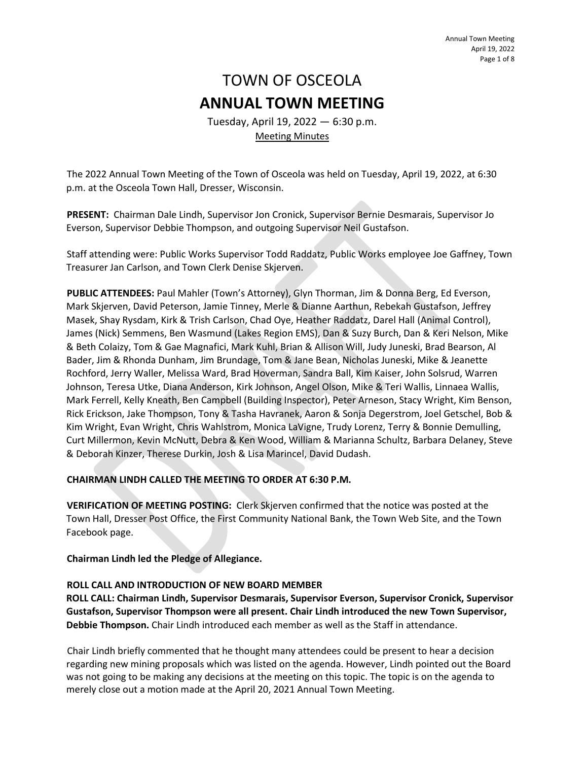# TOWN OF OSCEOLA

# ANNUAL TOWN MEETING

Tuesday, April 19, 2022 — 6:30 p.m.

Meeting Minutes

The 2022 Annual Town Meeting of the Town of Osceola was held on Tuesday, April 19, 2022, at 6:30 p.m. at the Osceola Town Hall, Dresser, Wisconsin.

**PRESENT:** Chairman Dale Lindh, Supervisor Jon Cronick, Supervisor Bernie Desmarais, Supervisor Jo Everson, Supervisor Debbie Thompson, and outgoing Supervisor Neil Gustafson.

Staff attending were: Public Works Supervisor Todd Raddatz, Public Works employee Joe Gaffney, Town Treasurer Jan Carlson, and Town Clerk Denise Skjerven.

**PUBLIC ATTENDEES:** Paul Mahler (Town's Attorney), Glyn Thorman, Jim & Donna Berg, Ed Everson, Mark Skjerven, David Peterson, Jamie Tinney, Merle & Dianne Aarthun, Rebekah Gustafson, Jeffrey Masek, Shay Rysdam, Kirk & Trish Carlson, Chad Oye, Heather Raddatz, Darel Hall (Animal Control), James (Nick) Semmens, Ben Wasmund (Lakes Region EMS), Dan & Suzy Burch, Dan & Keri Nelson, Mike & Beth Colaizy, Tom & Gae Magnafici, Mark Kuhl, Brian & Allison Will, Judy Juneski, Brad Bearson, Al Bader, Jim & Rhonda Dunham, Jim Brundage, Tom & Jane Bean, Nicholas Juneski, Mike & Jeanette Rochford, Jerry Waller, Melissa Ward, Brad Hoverman, Sandra Ball, Kim Kaiser, John Solsrud, Warren Johnson, Teresa Utke, Diana Anderson, Kirk Johnson, Angel Olson, Mike & Teri Wallis, Linnaea Wallis, Mark Ferrell, Kelly Kneath, Ben Campbell (Building Inspector), Peter Arneson, Stacy Wright, Kim Benson, Rick Erickson, Jake Thompson, Tony & Tasha Havranek, Aaron & Sonja Degerstrom, Joel Getschel, Bob & Kim Wright, Evan Wright, Chris Wahlstrom, Monica LaVigne, Trudy Lorenz, Terry & Bonnie Demulling, Curt Millermon, Kevin McNutt, Debra & Ken Wood, William & Marianna Schultz, Barbara Delaney, Steve & Deborah Kinzer, Therese Durkin, Josh & Lisa Marincel, David Dudash.

**CHAIRMAN LINDH CALLED THE MEETING TO ORDER AT 6:30 P.M.**

**VERIFICATION OF MEETING POSTING:** Clerk Skjerven confirmed that the notice was posted at the Town Hall, Dresser Post Office, the First Community National Bank, the Town Web Site, and the Town Facebook page.

**Chairman Lindh led the Pledge of Allegiance.**

**ROLL CALL AND INTRODUCTION OF NEW BOARD MEMBER**

**ROLL CALL: Chairman Lindh, Supervisor Desmarais, Supervisor Everson, Supervisor Cronick, Supervisor Gustafson, Supervisor Thompson were all present. Chair Lindh introduced the new Town Supervisor, Debbie Thompson.** Chair Lindh introduced each member as well as the Staff in attendance.

Chair Lindh briefly commented that he thought many attendees could be present to hear a decision regarding new mining proposals which was listed on the agenda. However, Lindh pointed out the Board was not going to be making any decisions at the meeting on this topic. The topic is on the agenda to merely close out a motion made at the April 20, 2021 Annual Town Meeting.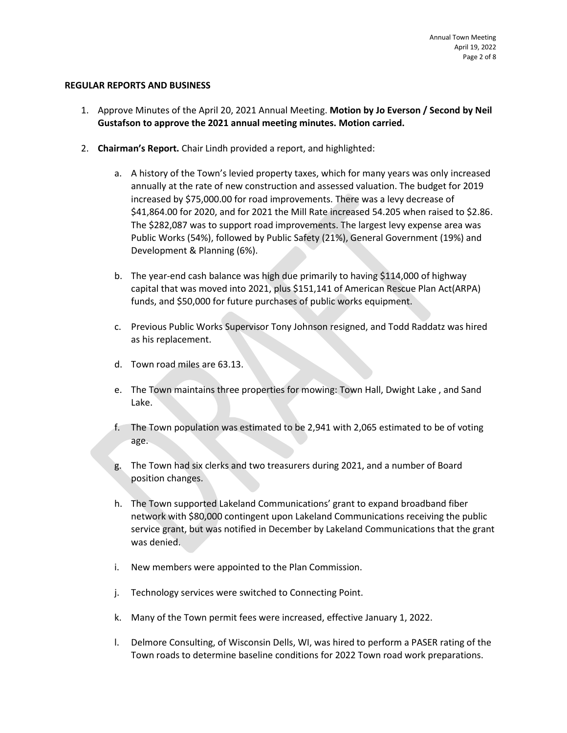**REGULAR REPORTS AND BUSINESS**

1. Approve Minutes of the April 20, 2021 Annual Meeting. **Motion by Jo Everson / Second by Neil Gustafson to approve the 2021 annual meeting minutes. Motion carried.**

2. **Chairman's Report.** Chair Lindh provided a report, and highlighted:

    a. A history of the Town's levied property taxes, which for many years was only increased annually at the rate of new construction and assessed valuation. The budget for 2019 increased by $75,000.00 for road improvements. There was a levy decrease of $41,864.00 for 2020, and for 2021 the Mill Rate increased 54.205 when raised to $2.86. The $282,087 was to support road improvements. The largest levy expense area was Public Works (54%), followed by Public Safety (21%), General Government (19%) and Development & Planning (6%).

    b. The year-end cash balance was high due primarily to having $114,000 of highway capital that was moved into 2021, plus $151,141 of American Rescue Plan Act(ARPA) funds, and $50,000 for future purchases of public works equipment.

    c. Previous Public Works Supervisor Tony Johnson resigned, and Todd Raddatz was hired as his replacement.

    d. Town road miles are 63.13.

    e. The Town maintains three properties for mowing: Town Hall, Dwight Lake , and Sand Lake.

    f. The Town population was estimated to be 2,941 with 2,065 estimated to be of voting age.

    g. The Town had six clerks and two treasurers during 2021, and a number of Board position changes.

    h. The Town supported Lakeland Communications' grant to expand broadband fiber network with $80,000 contingent upon Lakeland Communications receiving the public service grant, but was notified in December by Lakeland Communications that the grant was denied.

    i. New members were appointed to the Plan Commission.

    j. Technology services were switched to Connecting Point.

    k. Many of the Town permit fees were increased, effective January 1, 2022.

    l. Delmore Consulting, of Wisconsin Dells, WI, was hired to perform a PASER rating of the Town roads to determine baseline conditions for 2022 Town road work preparations.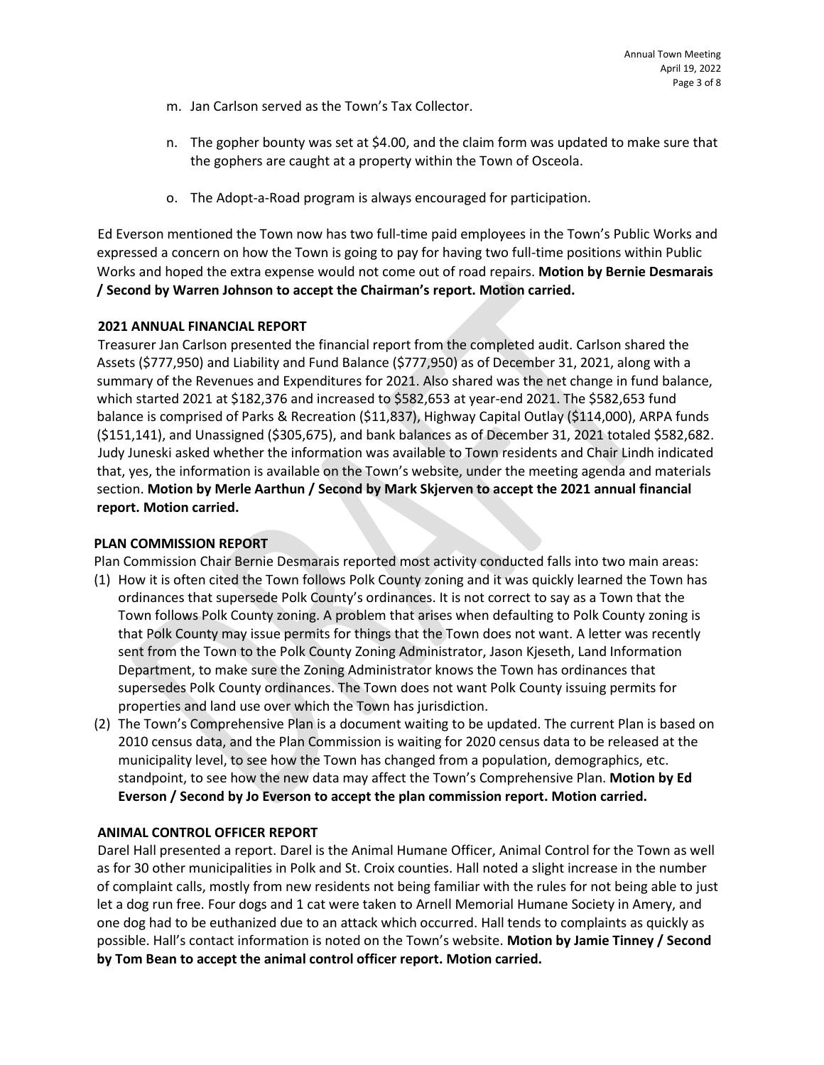m. Jan Carlson served as the Town's Tax Collector.

n. The gopher bounty was set at $4.00, and the claim form was updated to make sure that the gophers are caught at a property within the Town of Osceola.

o. The Adopt-a-Road program is always encouraged for participation.

Ed Everson mentioned the Town now has two full-time paid employees in the Town's Public Works and expressed a concern on how the Town is going to pay for having two full-time positions within Public Works and hoped the extra expense would not come out of road repairs. **Motion by Bernie Desmarais / Second by Warren Johnson to accept the Chairman's report. Motion carried.**

**2021 ANNUAL FINANCIAL REPORT**

Treasurer Jan Carlson presented the financial report from the completed audit. Carlson shared the Assets ($777,950) and Liability and Fund Balance ($777,950) as of December 31, 2021, along with a summary of the Revenues and Expenditures for 2021. Also shared was the net change in fund balance, which started 2021 at $182,376 and increased to $582,653 at year-end 2021. The $582,653 fund balance is comprised of Parks & Recreation ($11,837), Highway Capital Outlay ($114,000), ARPA funds ($151,141), and Unassigned ($305,675), and bank balances as of December 31, 2021 totaled $582,682. Judy Juneski asked whether the information was available to Town residents and Chair Lindh indicated that, yes, the information is available on the Town's website, under the meeting agenda and materials section. **Motion by Merle Aarthun / Second by Mark Skjerven to accept the 2021 annual financial report. Motion carried.**

**PLAN COMMISSION REPORT**

Plan Commission Chair Bernie Desmarais reported most activity conducted falls into two main areas:

(1) How it is often cited the Town follows Polk County zoning and it was quickly learned the Town has ordinances that supersede Polk County's ordinances. It is not correct to say as a Town that the Town follows Polk County zoning. A problem that arises when defaulting to Polk County zoning is that Polk County may issue permits for things that the Town does not want. A letter was recently sent from the Town to the Polk County Zoning Administrator, Jason Kjeseth, Land Information Department, to make sure the Zoning Administrator knows the Town has ordinances that supersedes Polk County ordinances. The Town does not want Polk County issuing permits for properties and land use over which the Town has jurisdiction.

(2) The Town's Comprehensive Plan is a document waiting to be updated. The current Plan is based on 2010 census data, and the Plan Commission is waiting for 2020 census data to be released at the municipality level, to see how the Town has changed from a population, demographics, etc. standpoint, to see how the new data may affect the Town's Comprehensive Plan. **Motion by Ed Everson / Second by Jo Everson to accept the plan commission report. Motion carried.**

**ANIMAL CONTROL OFFICER REPORT**

Darel Hall presented a report. Darel is the Animal Humane Officer, Animal Control for the Town as well as for 30 other municipalities in Polk and St. Croix counties. Hall noted a slight increase in the number of complaint calls, mostly from new residents not being familiar with the rules for not being able to just let a dog run free. Four dogs and 1 cat were taken to Arnell Memorial Humane Society in Amery, and one dog had to be euthanized due to an attack which occurred. Hall tends to complaints as quickly as possible. Hall's contact information is noted on the Town's website. **Motion by Jamie Tinney / Second by Tom Bean to accept the animal control officer report. Motion carried.**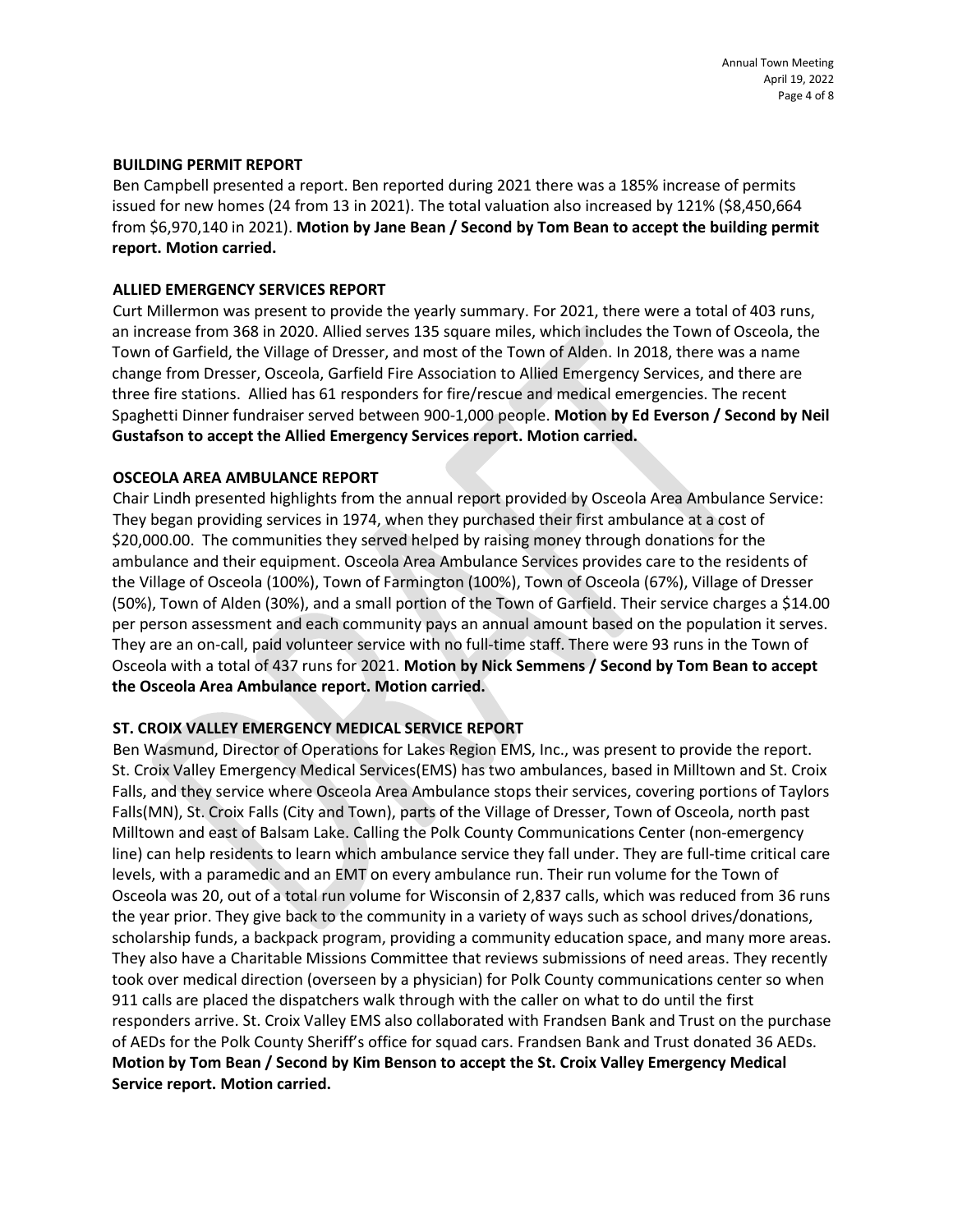**BUILDING PERMIT REPORT**

Ben Campbell presented a report. Ben reported during 2021 there was a 185% increase of permits issued for new homes (24 from 13 in 2021). The total valuation also increased by 121% ($8,450,664 from $6,970,140 in 2021). **Motion by Jane Bean / Second by Tom Bean to accept the building permit report. Motion carried.**

**ALLIED EMERGENCY SERVICES REPORT**

Curt Millermon was present to provide the yearly summary. For 2021, there were a total of 403 runs, an increase from 368 in 2020. Allied serves 135 square miles, which includes the Town of Osceola, the Town of Garfield, the Village of Dresser, and most of the Town of Alden. In 2018, there was a name change from Dresser, Osceola, Garfield Fire Association to Allied Emergency Services, and there are three fire stations. Allied has 61 responders for fire/rescue and medical emergencies. The recent Spaghetti Dinner fundraiser served between 900-1,000 people. **Motion by Ed Everson / Second by Neil Gustafson to accept the Allied Emergency Services report. Motion carried.**

**OSCEOLA AREA AMBULANCE REPORT**

Chair Lindh presented highlights from the annual report provided by Osceola Area Ambulance Service: They began providing services in 1974, when they purchased their first ambulance at a cost of $20,000.00. The communities they served helped by raising money through donations for the ambulance and their equipment. Osceola Area Ambulance Services provides care to the residents of the Village of Osceola (100%), Town of Farmington (100%), Town of Osceola (67%), Village of Dresser (50%), Town of Alden (30%), and a small portion of the Town of Garfield. Their service charges a $14.00 per person assessment and each community pays an annual amount based on the population it serves. They are an on-call, paid volunteer service with no full-time staff. There were 93 runs in the Town of Osceola with a total of 437 runs for 2021. **Motion by Nick Semmens / Second by Tom Bean to accept the Osceola Area Ambulance report. Motion carried.**

**ST. CROIX VALLEY EMERGENCY MEDICAL SERVICE REPORT**

Ben Wasmund, Director of Operations for Lakes Region EMS, Inc., was present to provide the report. St. Croix Valley Emergency Medical Services(EMS) has two ambulances, based in Milltown and St. Croix Falls, and they service where Osceola Area Ambulance stops their services, covering portions of Taylors Falls(MN), St. Croix Falls (City and Town), parts of the Village of Dresser, Town of Osceola, north past Milltown and east of Balsam Lake. Calling the Polk County Communications Center (non-emergency line) can help residents to learn which ambulance service they fall under. They are full-time critical care levels, with a paramedic and an EMT on every ambulance run. Their run volume for the Town of Osceola was 20, out of a total run volume for Wisconsin of 2,837 calls, which was reduced from 36 runs the year prior. They give back to the community in a variety of ways such as school drives/donations, scholarship funds, a backpack program, providing a community education space, and many more areas. They also have a Charitable Missions Committee that reviews submissions of need areas. They recently took over medical direction (overseen by a physician) for Polk County communications center so when 911 calls are placed the dispatchers walk through with the caller on what to do until the first responders arrive. St. Croix Valley EMS also collaborated with Frandsen Bank and Trust on the purchase of AEDs for the Polk County Sheriff's office for squad cars. Frandsen Bank and Trust donated 36 AEDs. **Motion by Tom Bean / Second by Kim Benson to accept the St. Croix Valley Emergency Medical Service report. Motion carried.**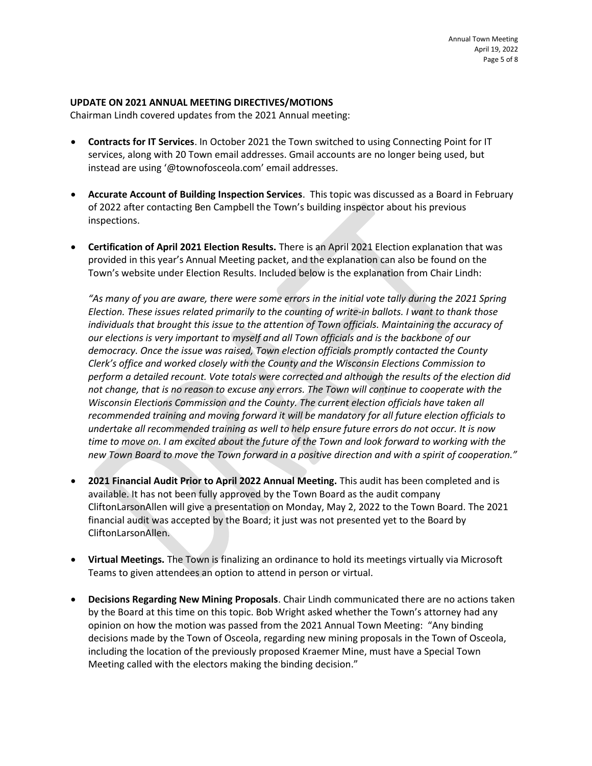**UPDATE ON 2021 ANNUAL MEETING DIRECTIVES/MOTIONS**

Chairman Lindh covered updates from the 2021 Annual meeting:

- **Contracts for IT Services**. In October 2021 the Town switched to using Connecting Point for IT services, along with 20 Town email addresses. Gmail accounts are no longer being used, but instead are using '@townofosceola.com' email addresses.

- **Accurate Account of Building Inspection Services**. This topic was discussed as a Board in February of 2022 after contacting Ben Campbell the Town's building inspector about his previous inspections.

- **Certification of April 2021 Election Results.** There is an April 2021 Election explanation that was provided in this year's Annual Meeting packet, and the explanation can also be found on the Town's website under Election Results. Included below is the explanation from Chair Lindh:

  *"As many of you are aware, there were some errors in the initial vote tally during the 2021 Spring Election. These issues related primarily to the counting of write-in ballots. I want to thank those individuals that brought this issue to the attention of Town officials. Maintaining the accuracy of our elections is very important to myself and all Town officials and is the backbone of our democracy. Once the issue was raised, Town election officials promptly contacted the County Clerk's office and worked closely with the County and the Wisconsin Elections Commission to perform a detailed recount. Vote totals were corrected and although the results of the election did not change, that is no reason to excuse any errors. The Town will continue to cooperate with the Wisconsin Elections Commission and the County. The current election officials have taken all recommended training and moving forward it will be mandatory for all future election officials to undertake all recommended training as well to help ensure future errors do not occur. It is now time to move on. I am excited about the future of the Town and look forward to working with the new Town Board to move the Town forward in a positive direction and with a spirit of cooperation."*

- **2021 Financial Audit Prior to April 2022 Annual Meeting.** This audit has been completed and is available. It has not been fully approved by the Town Board as the audit company CliftonLarsonAllen will give a presentation on Monday, May 2, 2022 to the Town Board. The 2021 financial audit was accepted by the Board; it just was not presented yet to the Board by CliftonLarsonAllen.

- **Virtual Meetings.** The Town is finalizing an ordinance to hold its meetings virtually via Microsoft Teams to given attendees an option to attend in person or virtual.

- **Decisions Regarding New Mining Proposals**. Chair Lindh communicated there are no actions taken by the Board at this time on this topic. Bob Wright asked whether the Town's attorney had any opinion on how the motion was passed from the 2021 Annual Town Meeting: "Any binding decisions made by the Town of Osceola, regarding new mining proposals in the Town of Osceola, including the location of the previously proposed Kraemer Mine, must have a Special Town Meeting called with the electors making the binding decision."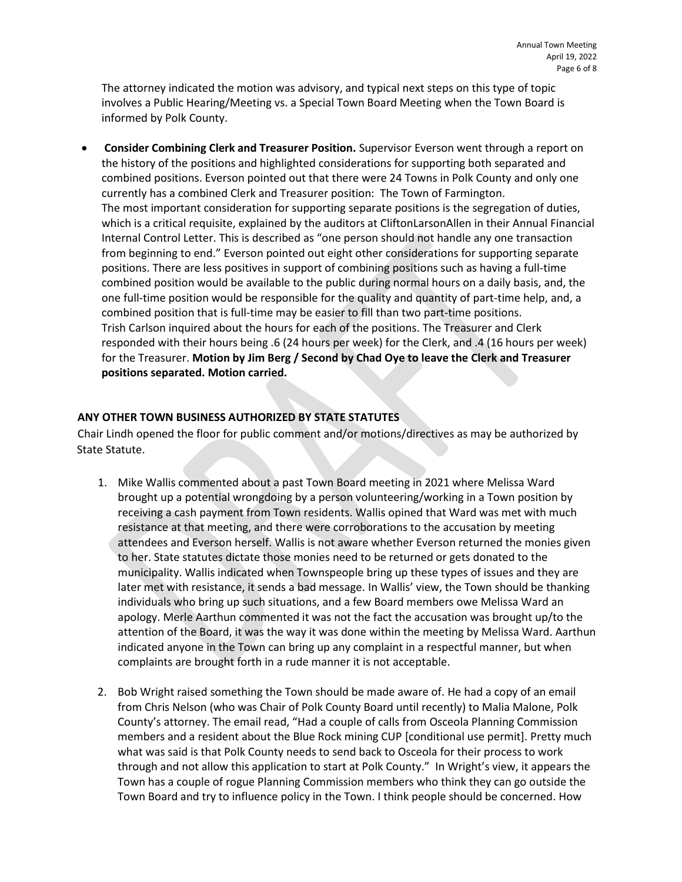The attorney indicated the motion was advisory, and typical next steps on this type of topic involves a Public Hearing/Meeting vs. a Special Town Board Meeting when the Town Board is informed by Polk County.

- **Consider Combining Clerk and Treasurer Position.** Supervisor Everson went through a report on the history of the positions and highlighted considerations for supporting both separated and combined positions. Everson pointed out that there were 24 Towns in Polk County and only one currently has a combined Clerk and Treasurer position: The Town of Farmington. The most important consideration for supporting separate positions is the segregation of duties, which is a critical requisite, explained by the auditors at CliftonLarsonAllen in their Annual Financial Internal Control Letter. This is described as "one person should not handle any one transaction from beginning to end." Everson pointed out eight other considerations for supporting separate positions. There are less positives in support of combining positions such as having a full-time combined position would be available to the public during normal hours on a daily basis, and, the one full-time position would be responsible for the quality and quantity of part-time help, and, a combined position that is full-time may be easier to fill than two part-time positions. Trish Carlson inquired about the hours for each of the positions. The Treasurer and Clerk responded with their hours being .6 (24 hours per week) for the Clerk, and .4 (16 hours per week) for the Treasurer. **Motion by Jim Berg / Second by Chad Oye to leave the Clerk and Treasurer positions separated. Motion carried.**

**ANY OTHER TOWN BUSINESS AUTHORIZED BY STATE STATUTES**

Chair Lindh opened the floor for public comment and/or motions/directives as may be authorized by State Statute.

1. Mike Wallis commented about a past Town Board meeting in 2021 where Melissa Ward brought up a potential wrongdoing by a person volunteering/working in a Town position by receiving a cash payment from Town residents. Wallis opined that Ward was met with much resistance at that meeting, and there were corroborations to the accusation by meeting attendees and Everson herself. Wallis is not aware whether Everson returned the monies given to her. State statutes dictate those monies need to be returned or gets donated to the municipality. Wallis indicated when Townspeople bring up these types of issues and they are later met with resistance, it sends a bad message. In Wallis' view, the Town should be thanking individuals who bring up such situations, and a few Board members owe Melissa Ward an apology. Merle Aarthun commented it was not the fact the accusation was brought up/to the attention of the Board, it was the way it was done within the meeting by Melissa Ward. Aarthun indicated anyone in the Town can bring up any complaint in a respectful manner, but when complaints are brought forth in a rude manner it is not acceptable.

2. Bob Wright raised something the Town should be made aware of. He had a copy of an email from Chris Nelson (who was Chair of Polk County Board until recently) to Malia Malone, Polk County's attorney. The email read, "Had a couple of calls from Osceola Planning Commission members and a resident about the Blue Rock mining CUP [conditional use permit]. Pretty much what was said is that Polk County needs to send back to Osceola for their process to work through and not allow this application to start at Polk County." In Wright's view, it appears the Town has a couple of rogue Planning Commission members who think they can go outside the Town Board and try to influence policy in the Town. I think people should be concerned. How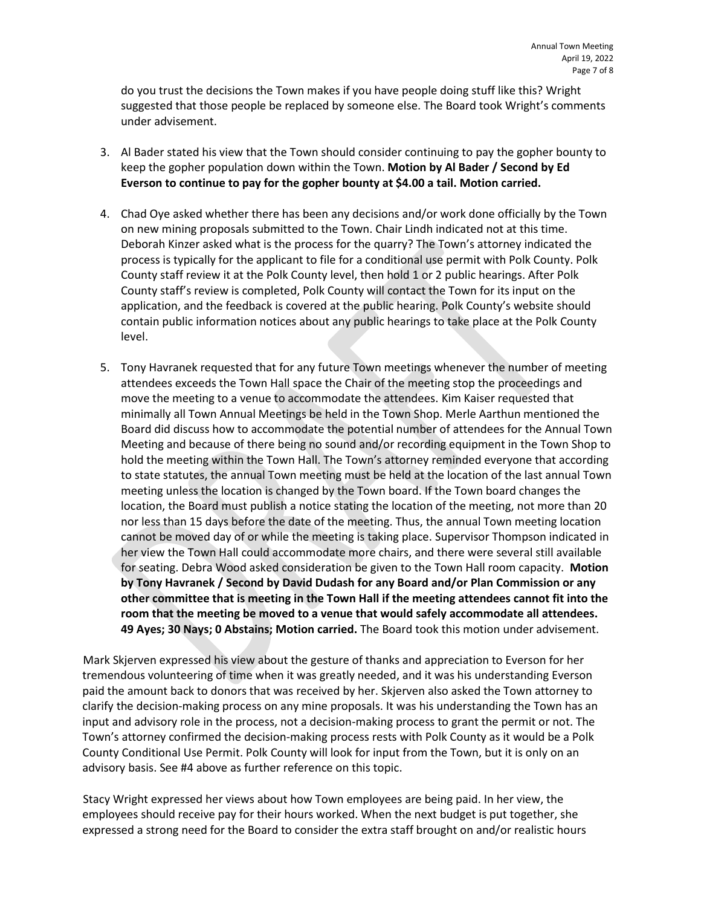do you trust the decisions the Town makes if you have people doing stuff like this? Wright suggested that those people be replaced by someone else. The Board took Wright's comments under advisement.

3. Al Bader stated his view that the Town should consider continuing to pay the gopher bounty to keep the gopher population down within the Town. **Motion by Al Bader / Second by Ed Everson to continue to pay for the gopher bounty at $4.00 a tail. Motion carried.**

4. Chad Oye asked whether there has been any decisions and/or work done officially by the Town on new mining proposals submitted to the Town. Chair Lindh indicated not at this time. Deborah Kinzer asked what is the process for the quarry? The Town's attorney indicated the process is typically for the applicant to file for a conditional use permit with Polk County. Polk County staff review it at the Polk County level, then hold 1 or 2 public hearings. After Polk County staff's review is completed, Polk County will contact the Town for its input on the application, and the feedback is covered at the public hearing. Polk County's website should contain public information notices about any public hearings to take place at the Polk County level.

5. Tony Havranek requested that for any future Town meetings whenever the number of meeting attendees exceeds the Town Hall space the Chair of the meeting stop the proceedings and move the meeting to a venue to accommodate the attendees. Kim Kaiser requested that minimally all Town Annual Meetings be held in the Town Shop. Merle Aarthun mentioned the Board did discuss how to accommodate the potential number of attendees for the Annual Town Meeting and because of there being no sound and/or recording equipment in the Town Shop to hold the meeting within the Town Hall. The Town's attorney reminded everyone that according to state statutes, the annual Town meeting must be held at the location of the last annual Town meeting unless the location is changed by the Town board. If the Town board changes the location, the Board must publish a notice stating the location of the meeting, not more than 20 nor less than 15 days before the date of the meeting. Thus, the annual Town meeting location cannot be moved day of or while the meeting is taking place. Supervisor Thompson indicated in her view the Town Hall could accommodate more chairs, and there were several still available for seating. Debra Wood asked consideration be given to the Town Hall room capacity. **Motion by Tony Havranek / Second by David Dudash for any Board and/or Plan Commission or any other committee that is meeting in the Town Hall if the meeting attendees cannot fit into the room that the meeting be moved to a venue that would safely accommodate all attendees. 49 Ayes; 30 Nays; 0 Abstains; Motion carried.** The Board took this motion under advisement.

Mark Skjerven expressed his view about the gesture of thanks and appreciation to Everson for her tremendous volunteering of time when it was greatly needed, and it was his understanding Everson paid the amount back to donors that was received by her. Skjerven also asked the Town attorney to clarify the decision-making process on any mine proposals. It was his understanding the Town has an input and advisory role in the process, not a decision-making process to grant the permit or not. The Town's attorney confirmed the decision-making process rests with Polk County as it would be a Polk County Conditional Use Permit. Polk County will look for input from the Town, but it is only on an advisory basis. See #4 above as further reference on this topic.

Stacy Wright expressed her views about how Town employees are being paid. In her view, the employees should receive pay for their hours worked. When the next budget is put together, she expressed a strong need for the Board to consider the extra staff brought on and/or realistic hours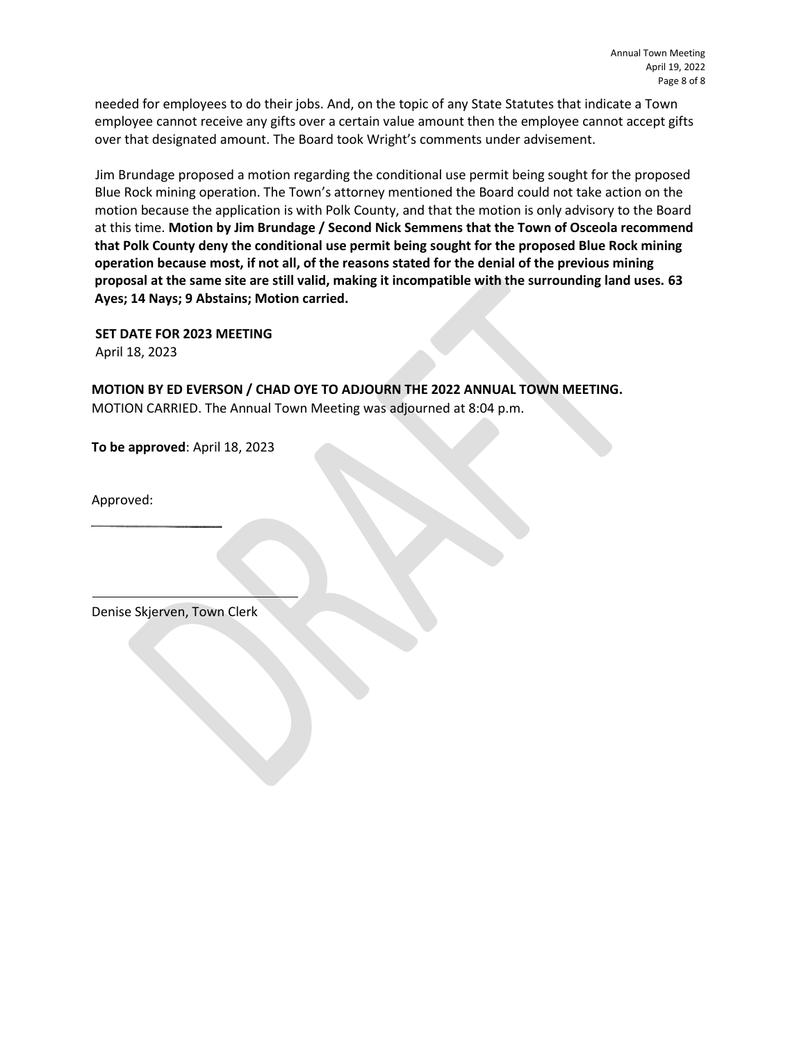needed for employees to do their jobs. And, on the topic of any State Statutes that indicate a Town employee cannot receive any gifts over a certain value amount then the employee cannot accept gifts over that designated amount. The Board took Wright's comments under advisement.

Jim Brundage proposed a motion regarding the conditional use permit being sought for the proposed Blue Rock mining operation. The Town's attorney mentioned the Board could not take action on the motion because the application is with Polk County, and that the motion is only advisory to the Board at this time. **Motion by Jim Brundage / Second Nick Semmens that the Town of Osceola recommend that Polk County deny the conditional use permit being sought for the proposed Blue Rock mining operation because most, if not all, of the reasons stated for the denial of the previous mining proposal at the same site are still valid, making it incompatible with the surrounding land uses. 63 Ayes; 14 Nays; 9 Abstains; Motion carried.**

**SET DATE FOR 2023 MEETING**
April 18, 2023

**MOTION BY ED EVERSON / CHAD OYE TO ADJOURN THE 2022 ANNUAL TOWN MEETING.**
MOTION CARRIED. The Annual Town Meeting was adjourned at 8:04 p.m.

**To be approved**: April 18, 2023

Approved:

\_\_\_\_\_\_\_\_\_\_\_\_\_\_\_\_\_\_\_\_

\_\_\_\_\_\_\_\_\_\_\_\_\_\_\_\_\_\_\_\_\_\_\_\_\_\_\_\_\_\_

Denise Skjerven, Town Clerk

DRAFT